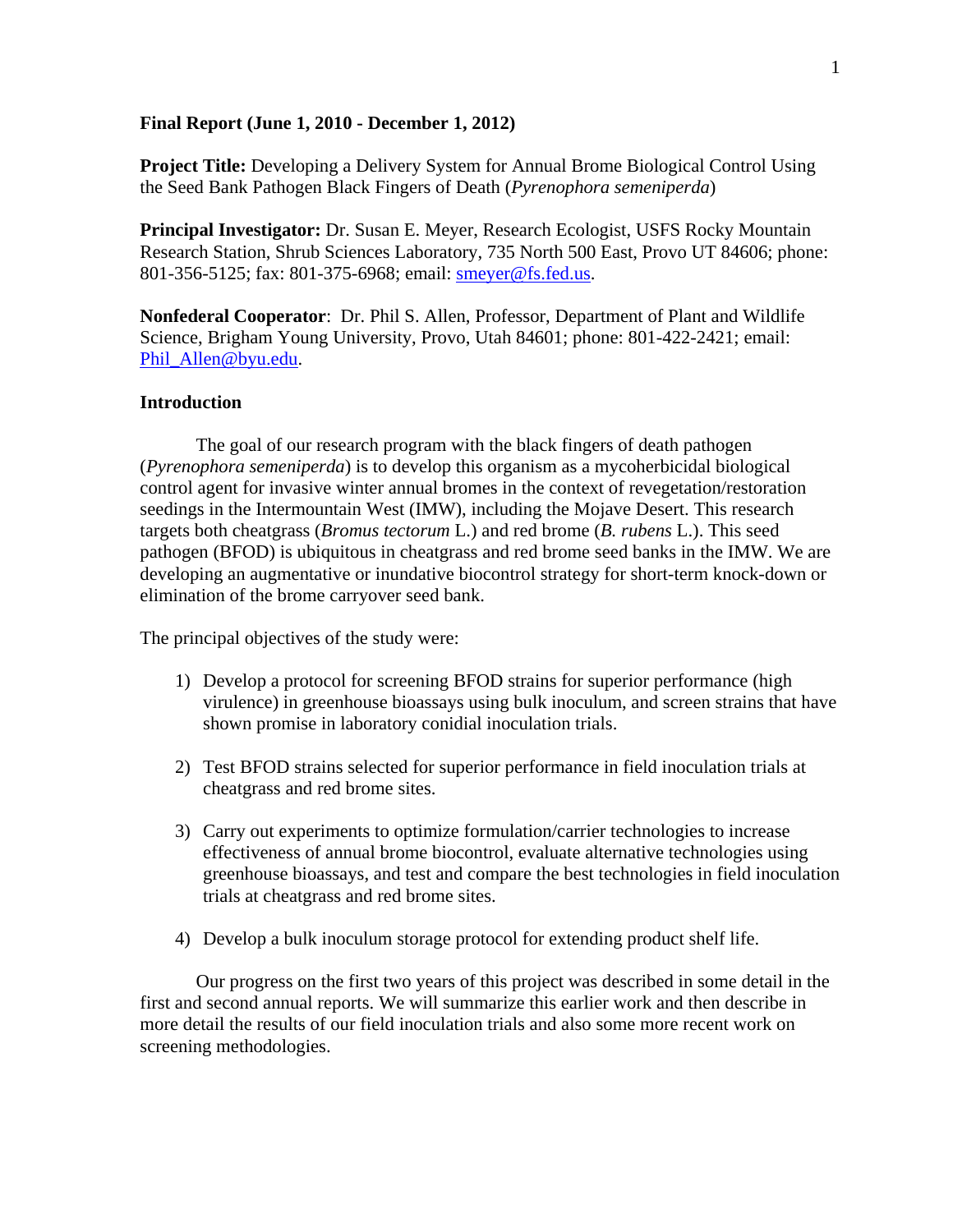**Final Report (June 1, 2010 - December 1, 2012)**

**Project Title:** Developing a Delivery System for Annual Brome Biological Control Using the Seed Bank Pathogen Black Fingers of Death (*Pyrenophora semeniperda*)

**Principal Investigator:** Dr. Susan E. Meyer, Research Ecologist, USFS Rocky Mountain Research Station, Shrub Sciences Laboratory, 735 North 500 East, Provo UT 84606; phone: 801-356-5125; fax: 801-375-6968; email: smeyer@fs.fed.us.

**Nonfederal Cooperator**: Dr. Phil S. Allen, Professor, Department of Plant and Wildlife Science, Brigham Young University, Provo, Utah 84601; phone: 801-422-2421; email: Phil_Allen@byu.edu.

## Introduction

The goal of our research program with the black fingers of death pathogen (*Pyrenophora semeniperda*) is to develop this organism as a mycoherbicidal biological control agent for invasive winter annual bromes in the context of revegetation/restoration seedings in the Intermountain West (IMW), including the Mojave Desert. This research targets both cheatgrass (*Bromus tectorum* L.) and red brome (*B. rubens* L.). This seed pathogen (BFOD) is ubiquitous in cheatgrass and red brome seed banks in the IMW. We are developing an augmentative or inundative biocontrol strategy for short-term knock-down or elimination of the brome carryover seed bank.

The principal objectives of the study were:

1) Develop a protocol for screening BFOD strains for superior performance (high virulence) in greenhouse bioassays using bulk inoculum, and screen strains that have shown promise in laboratory conidial inoculation trials.

2) Test BFOD strains selected for superior performance in field inoculation trials at cheatgrass and red brome sites.

3) Carry out experiments to optimize formulation/carrier technologies to increase effectiveness of annual brome biocontrol, evaluate alternative technologies using greenhouse bioassays, and test and compare the best technologies in field inoculation trials at cheatgrass and red brome sites.

4) Develop a bulk inoculum storage protocol for extending product shelf life.

Our progress on the first two years of this project was described in some detail in the first and second annual reports. We will summarize this earlier work and then describe in more detail the results of our field inoculation trials and also some more recent work on screening methodologies.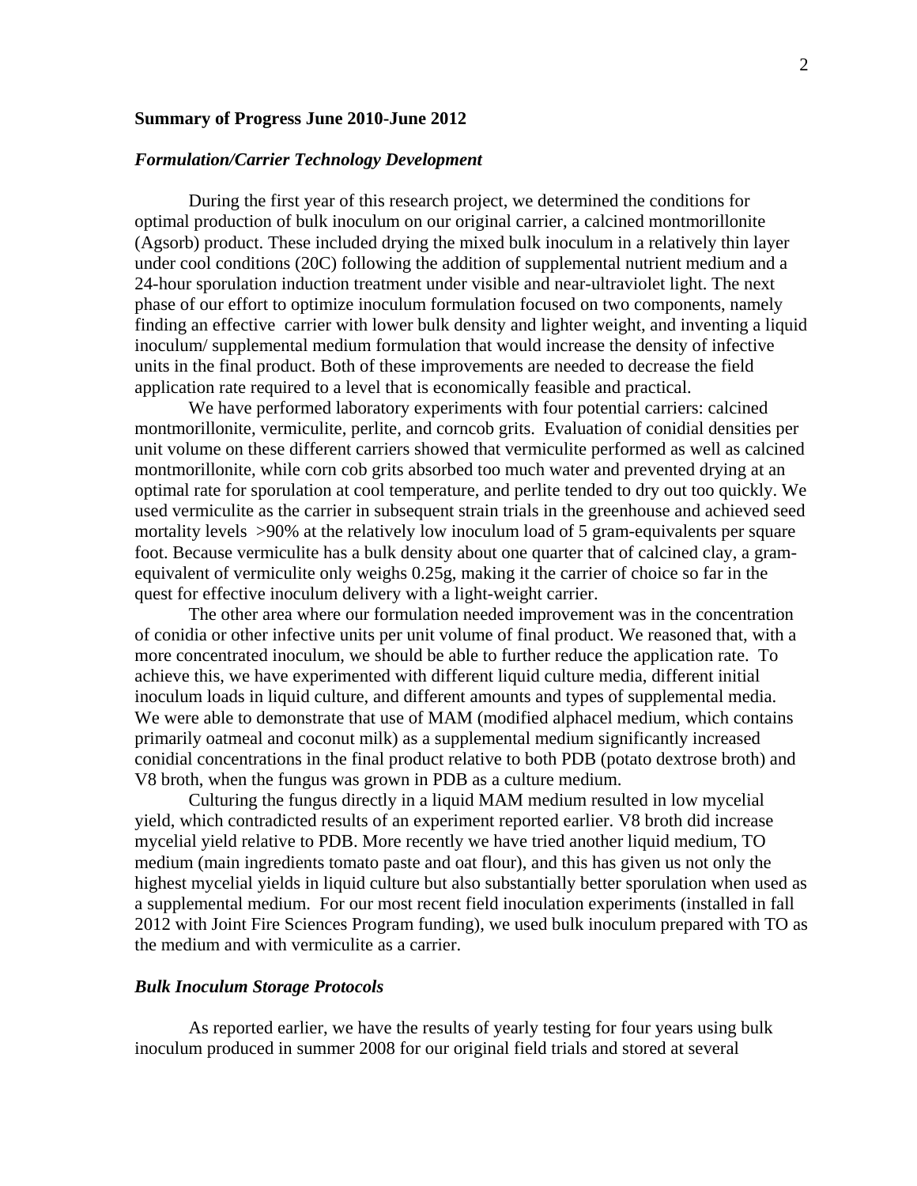**Summary of Progress June 2010-June 2012**

***Formulation/Carrier Technology Development***

During the first year of this research project, we determined the conditions for optimal production of bulk inoculum on our original carrier, a calcined montmorillonite (Agsorb) product. These included drying the mixed bulk inoculum in a relatively thin layer under cool conditions (20C) following the addition of supplemental nutrient medium and a 24-hour sporulation induction treatment under visible and near-ultraviolet light. The next phase of our effort to optimize inoculum formulation focused on two components, namely finding an effective carrier with lower bulk density and lighter weight, and inventing a liquid inoculum/ supplemental medium formulation that would increase the density of infective units in the final product. Both of these improvements are needed to decrease the field application rate required to a level that is economically feasible and practical.

We have performed laboratory experiments with four potential carriers: calcined montmorillonite, vermiculite, perlite, and corncob grits. Evaluation of conidial densities per unit volume on these different carriers showed that vermiculite performed as well as calcined montmorillonite, while corn cob grits absorbed too much water and prevented drying at an optimal rate for sporulation at cool temperature, and perlite tended to dry out too quickly. We used vermiculite as the carrier in subsequent strain trials in the greenhouse and achieved seed mortality levels >90% at the relatively low inoculum load of 5 gram-equivalents per square foot. Because vermiculite has a bulk density about one quarter that of calcined clay, a gram-equivalent of vermiculite only weighs 0.25g, making it the carrier of choice so far in the quest for effective inoculum delivery with a light-weight carrier.

The other area where our formulation needed improvement was in the concentration of conidia or other infective units per unit volume of final product. We reasoned that, with a more concentrated inoculum, we should be able to further reduce the application rate. To achieve this, we have experimented with different liquid culture media, different initial inoculum loads in liquid culture, and different amounts and types of supplemental media. We were able to demonstrate that use of MAM (modified alphacel medium, which contains primarily oatmeal and coconut milk) as a supplemental medium significantly increased conidial concentrations in the final product relative to both PDB (potato dextrose broth) and V8 broth, when the fungus was grown in PDB as a culture medium.

Culturing the fungus directly in a liquid MAM medium resulted in low mycelial yield, which contradicted results of an experiment reported earlier. V8 broth did increase mycelial yield relative to PDB. More recently we have tried another liquid medium, TO medium (main ingredients tomato paste and oat flour), and this has given us not only the highest mycelial yields in liquid culture but also substantially better sporulation when used as a supplemental medium. For our most recent field inoculation experiments (installed in fall 2012 with Joint Fire Sciences Program funding), we used bulk inoculum prepared with TO as the medium and with vermiculite as a carrier.

***Bulk Inoculum Storage Protocols***

As reported earlier, we have the results of yearly testing for four years using bulk inoculum produced in summer 2008 for our original field trials and stored at several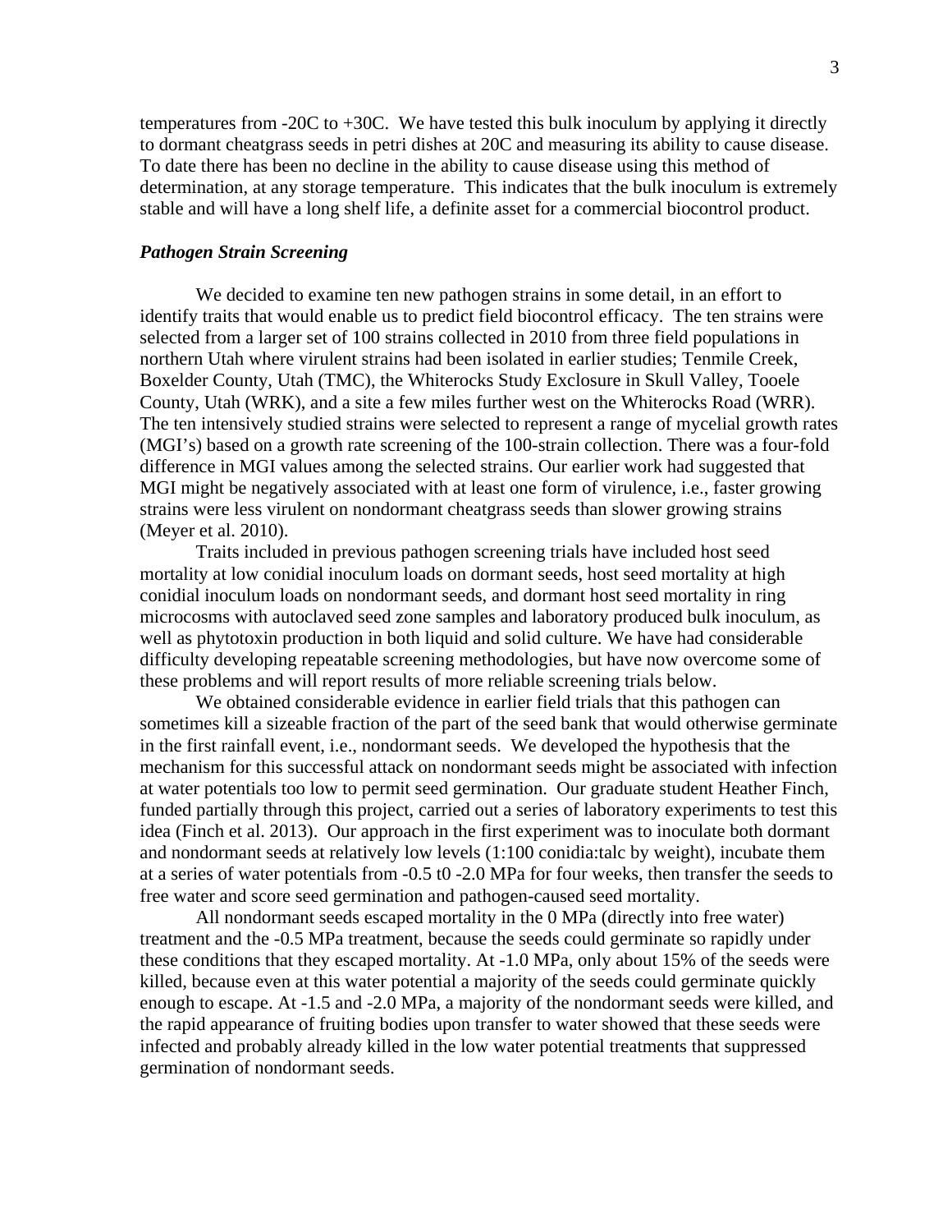temperatures from -20C to +30C. We have tested this bulk inoculum by applying it directly to dormant cheatgrass seeds in petri dishes at 20C and measuring its ability to cause disease. To date there has been no decline in the ability to cause disease using this method of determination, at any storage temperature. This indicates that the bulk inoculum is extremely stable and will have a long shelf life, a definite asset for a commercial biocontrol product.

### *Pathogen Strain Screening*

We decided to examine ten new pathogen strains in some detail, in an effort to identify traits that would enable us to predict field biocontrol efficacy. The ten strains were selected from a larger set of 100 strains collected in 2010 from three field populations in northern Utah where virulent strains had been isolated in earlier studies; Tenmile Creek, Boxelder County, Utah (TMC), the Whiterocks Study Exclosure in Skull Valley, Tooele County, Utah (WRK), and a site a few miles further west on the Whiterocks Road (WRR). The ten intensively studied strains were selected to represent a range of mycelial growth rates (MGI's) based on a growth rate screening of the 100-strain collection. There was a four-fold difference in MGI values among the selected strains. Our earlier work had suggested that MGI might be negatively associated with at least one form of virulence, i.e., faster growing strains were less virulent on nondormant cheatgrass seeds than slower growing strains (Meyer et al. 2010).

Traits included in previous pathogen screening trials have included host seed mortality at low conidial inoculum loads on dormant seeds, host seed mortality at high conidial inoculum loads on nondormant seeds, and dormant host seed mortality in ring microcosms with autoclaved seed zone samples and laboratory produced bulk inoculum, as well as phytotoxin production in both liquid and solid culture. We have had considerable difficulty developing repeatable screening methodologies, but have now overcome some of these problems and will report results of more reliable screening trials below.

We obtained considerable evidence in earlier field trials that this pathogen can sometimes kill a sizeable fraction of the part of the seed bank that would otherwise germinate in the first rainfall event, i.e., nondormant seeds. We developed the hypothesis that the mechanism for this successful attack on nondormant seeds might be associated with infection at water potentials too low to permit seed germination. Our graduate student Heather Finch, funded partially through this project, carried out a series of laboratory experiments to test this idea (Finch et al. 2013). Our approach in the first experiment was to inoculate both dormant and nondormant seeds at relatively low levels (1:100 conidia:talc by weight), incubate them at a series of water potentials from -0.5 t0 -2.0 MPa for four weeks, then transfer the seeds to free water and score seed germination and pathogen-caused seed mortality.

All nondormant seeds escaped mortality in the 0 MPa (directly into free water) treatment and the -0.5 MPa treatment, because the seeds could germinate so rapidly under these conditions that they escaped mortality. At -1.0 MPa, only about 15% of the seeds were killed, because even at this water potential a majority of the seeds could germinate quickly enough to escape. At -1.5 and -2.0 MPa, a majority of the nondormant seeds were killed, and the rapid appearance of fruiting bodies upon transfer to water showed that these seeds were infected and probably already killed in the low water potential treatments that suppressed germination of nondormant seeds.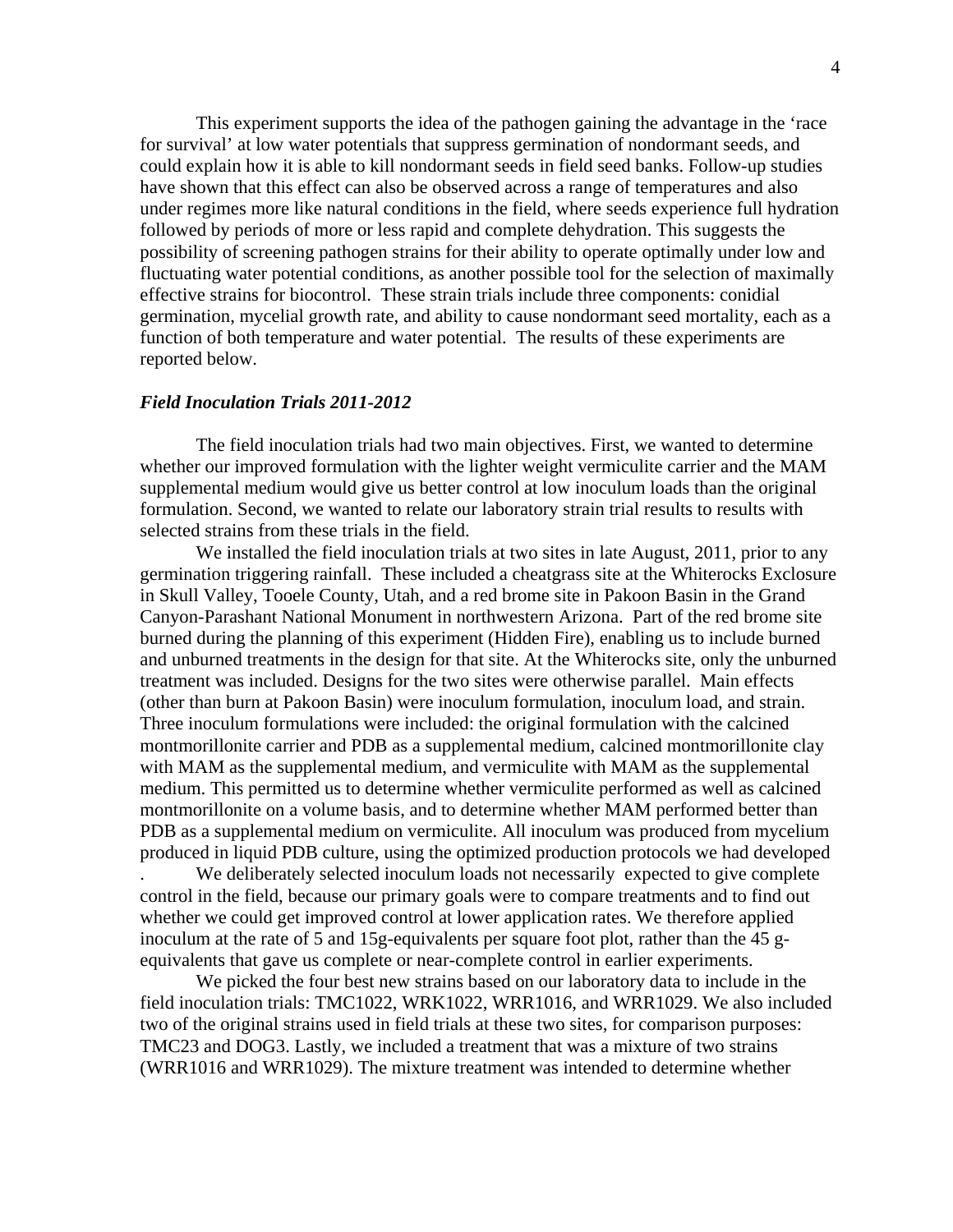This experiment supports the idea of the pathogen gaining the advantage in the 'race for survival' at low water potentials that suppress germination of nondormant seeds, and could explain how it is able to kill nondormant seeds in field seed banks. Follow-up studies have shown that this effect can also be observed across a range of temperatures and also under regimes more like natural conditions in the field, where seeds experience full hydration followed by periods of more or less rapid and complete dehydration. This suggests the possibility of screening pathogen strains for their ability to operate optimally under low and fluctuating water potential conditions, as another possible tool for the selection of maximally effective strains for biocontrol. These strain trials include three components: conidial germination, mycelial growth rate, and ability to cause nondormant seed mortality, each as a function of both temperature and water potential. The results of these experiments are reported below.

### *Field Inoculation Trials 2011-2012*

The field inoculation trials had two main objectives. First, we wanted to determine whether our improved formulation with the lighter weight vermiculite carrier and the MAM supplemental medium would give us better control at low inoculum loads than the original formulation. Second, we wanted to relate our laboratory strain trial results to results with selected strains from these trials in the field.

We installed the field inoculation trials at two sites in late August, 2011, prior to any germination triggering rainfall. These included a cheatgrass site at the Whiterocks Exclosure in Skull Valley, Tooele County, Utah, and a red brome site in Pakoon Basin in the Grand Canyon-Parashant National Monument in northwestern Arizona. Part of the red brome site burned during the planning of this experiment (Hidden Fire), enabling us to include burned and unburned treatments in the design for that site. At the Whiterocks site, only the unburned treatment was included. Designs for the two sites were otherwise parallel. Main effects (other than burn at Pakoon Basin) were inoculum formulation, inoculum load, and strain. Three inoculum formulations were included: the original formulation with the calcined montmorillonite carrier and PDB as a supplemental medium, calcined montmorillonite clay with MAM as the supplemental medium, and vermiculite with MAM as the supplemental medium. This permitted us to determine whether vermiculite performed as well as calcined montmorillonite on a volume basis, and to determine whether MAM performed better than PDB as a supplemental medium on vermiculite. All inoculum was produced from mycelium produced in liquid PDB culture, using the optimized production protocols we had developed .

We deliberately selected inoculum loads not necessarily expected to give complete control in the field, because our primary goals were to compare treatments and to find out whether we could get improved control at lower application rates. We therefore applied inoculum at the rate of 5 and 15g-equivalents per square foot plot, rather than the 45 g-equivalents that gave us complete or near-complete control in earlier experiments.

We picked the four best new strains based on our laboratory data to include in the field inoculation trials: TMC1022, WRK1022, WRR1016, and WRR1029. We also included two of the original strains used in field trials at these two sites, for comparison purposes: TMC23 and DOG3. Lastly, we included a treatment that was a mixture of two strains (WRR1016 and WRR1029). The mixture treatment was intended to determine whether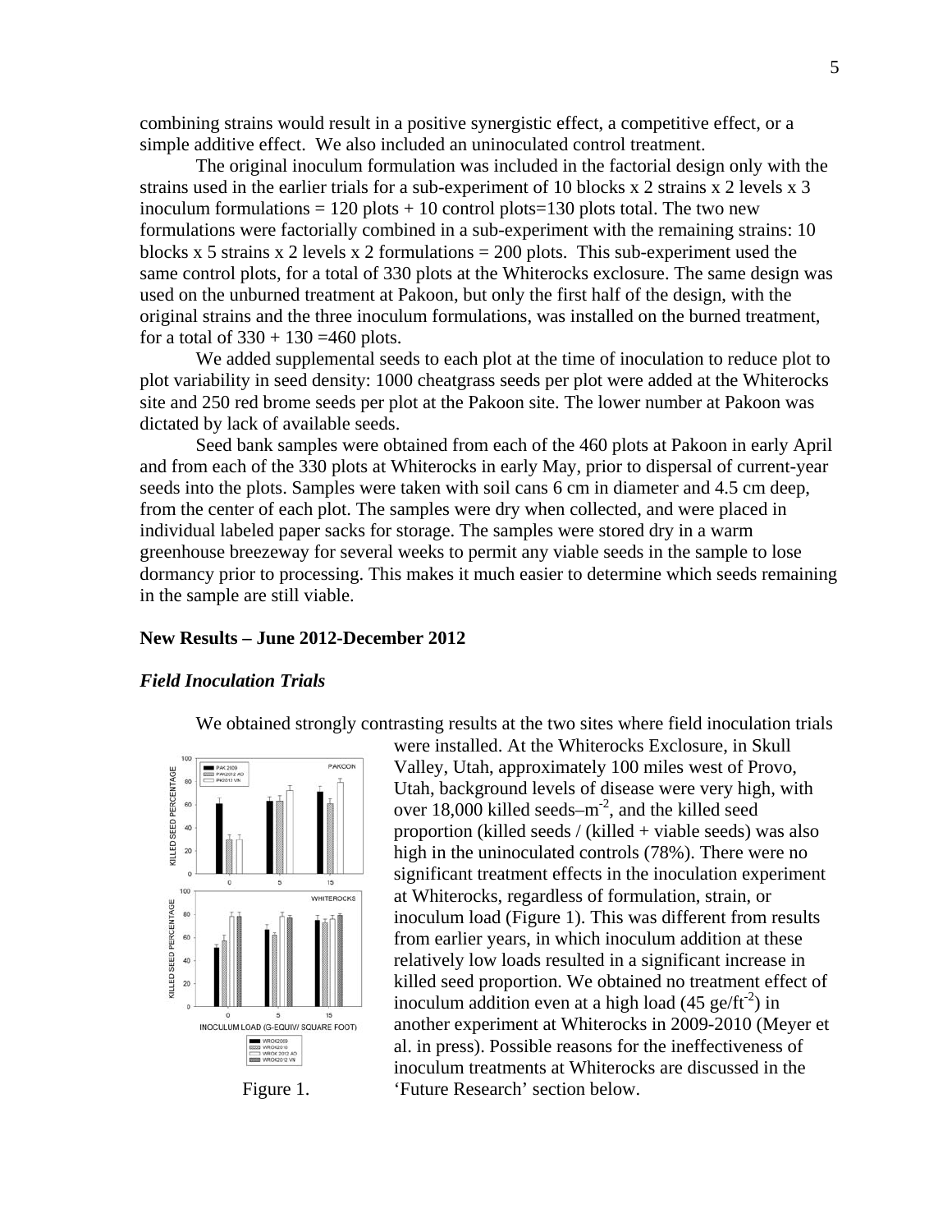combining strains would result in a positive synergistic effect, a competitive effect, or a simple additive effect. We also included an uninoculated control treatment.

The original inoculum formulation was included in the factorial design only with the strains used in the earlier trials for a sub-experiment of 10 blocks x 2 strains x 2 levels x 3 inoculum formulations = 120 plots + 10 control plots=130 plots total. The two new formulations were factorially combined in a sub-experiment with the remaining strains: 10 blocks x 5 strains x 2 levels x 2 formulations = 200 plots. This sub-experiment used the same control plots, for a total of 330 plots at the Whiterocks exclosure. The same design was used on the unburned treatment at Pakoon, but only the first half of the design, with the original strains and the three inoculum formulations, was installed on the burned treatment, for a total of 330 + 130 =460 plots.

We added supplemental seeds to each plot at the time of inoculation to reduce plot to plot variability in seed density: 1000 cheatgrass seeds per plot were added at the Whiterocks site and 250 red brome seeds per plot at the Pakoon site. The lower number at Pakoon was dictated by lack of available seeds.

Seed bank samples were obtained from each of the 460 plots at Pakoon in early April and from each of the 330 plots at Whiterocks in early May, prior to dispersal of current-year seeds into the plots. Samples were taken with soil cans 6 cm in diameter and 4.5 cm deep, from the center of each plot. The samples were dry when collected, and were placed in individual labeled paper sacks for storage. The samples were stored dry in a warm greenhouse breezeway for several weeks to permit any viable seeds in the sample to lose dormancy prior to processing. This makes it much easier to determine which seeds remaining in the sample are still viable.

**New Results – June 2012-December 2012**

***Field Inoculation Trials***

We obtained strongly contrasting results at the two sites where field inoculation trials were installed. At the Whiterocks Exclosure, in Skull Valley, Utah, approximately 100 miles west of Provo, Utah, background levels of disease were very high, with over 18,000 killed seeds–m$^{-2}$, and the killed seed proportion (killed seeds / (killed + viable seeds) was also high in the uninoculated controls (78%). There were no significant treatment effects in the inoculation experiment at Whiterocks, regardless of formulation, strain, or inoculum load (Figure 1). This was different from results from earlier years, in which inoculum addition at these relatively low loads resulted in a significant increase in killed seed proportion. We obtained no treatment effect of inoculum addition even at a high load (45 ge/ft$^{-2}$) in another experiment at Whiterocks in 2009-2010 (Meyer et al. in press). Possible reasons for the ineffectiveness of inoculum treatments at Whiterocks are discussed in the 'Future Research' section below.

PAKOON
PAK 2009
PAK2012 AO
PAK2012 VN
KILLED SEED PERCENTAGE
0 20 40 60 80 100
0 5 15

WHITEROCKS
KILLED SEED PERCENTAGE
0 20 40 60 80 100
0 5 15
INOCULUM LOAD (G-EQUIV/ SQUARE FOOT)
WROK2009
WROK2010
WROK 2012 AO
WROK2012 VN

Figure 1.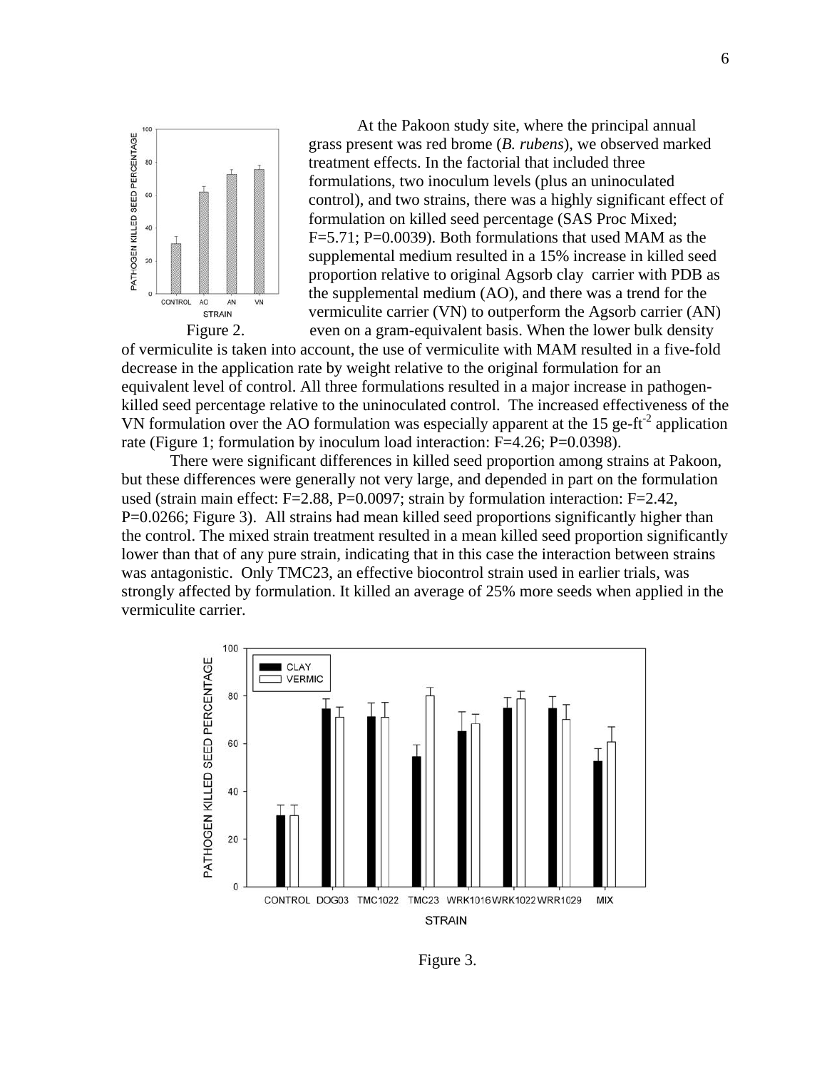At the Pakoon study site, where the principal annual grass present was red brome (*B. rubens*), we observed marked treatment effects. In the factorial that included three formulations, two inoculum levels (plus an uninoculated control), and two strains, there was a highly significant effect of formulation on killed seed percentage (SAS Proc Mixed; F=5.71; P=0.0039). Both formulations that used MAM as the supplemental medium resulted in a 15% increase in killed seed proportion relative to original Agsorb clay carrier with PDB as the supplemental medium (AO), and there was a trend for the vermiculite carrier (VN) to outperform the Agsorb carrier (AN) even on a gram-equivalent basis. When the lower bulk density of vermiculite is taken into account, the use of vermiculite with MAM resulted in a five-fold decrease in the application rate by weight relative to the original formulation for an equivalent level of control. All three formulations resulted in a major increase in pathogen-killed seed percentage relative to the uninoculated control. The increased effectiveness of the VN formulation over the AO formulation was especially apparent at the 15 ge-ft$^{-2}$ application rate (Figure 1; formulation by inoculum load interaction: F=4.26; P=0.0398).

Figure 2.

There were significant differences in killed seed proportion among strains at Pakoon, but these differences were generally not very large, and depended in part on the formulation used (strain main effect: F=2.88, P=0.0097; strain by formulation interaction: F=2.42, P=0.0266; Figure 3). All strains had mean killed seed proportions significantly higher than the control. The mixed strain treatment resulted in a mean killed seed proportion significantly lower than that of any pure strain, indicating that in this case the interaction between strains was antagonistic. Only TMC23, an effective biocontrol strain used in earlier trials, was strongly affected by formulation. It killed an average of 25% more seeds when applied in the vermiculite carrier.

Figure 3.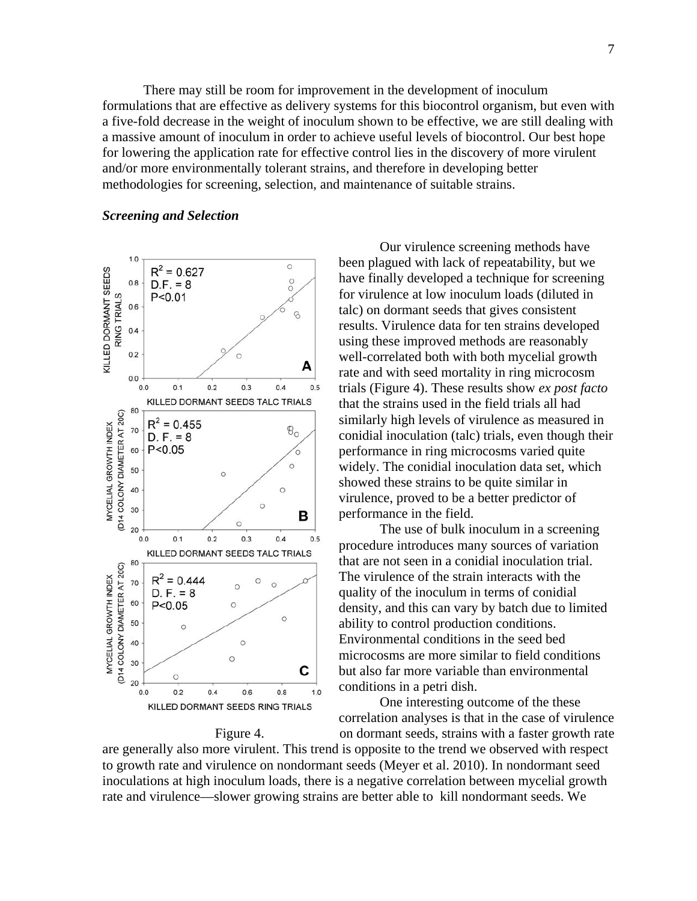There may still be room for improvement in the development of inoculum formulations that are effective as delivery systems for this biocontrol organism, but even with a five-fold decrease in the weight of inoculum shown to be effective, we are still dealing with a massive amount of inoculum in order to achieve useful levels of biocontrol. Our best hope for lowering the application rate for effective control lies in the discovery of more virulent and/or more environmentally tolerant strains, and therefore in developing better methodologies for screening, selection, and maintenance of suitable strains.

### *Screening and Selection*

A
$R^2$ = 0.627
D.F. = 8
P<0.01
KILLED DORMANT SEEDS RING TRIALS
KILLED DORMANT SEEDS TALC TRIALS

B
$R^2$ = 0.455
D. F. = 8
P<0.05
MYCELIAL GROWTH INDEX (D14 COLONY DIAMETER AT 20C)
KILLED DORMANT SEEDS TALC TRIALS

C
$R^2$ = 0.444
D. F. = 8
P<0.05
MYCELIAL GROWTH INDEX (D14 COLONY DIAMETER AT 20C)
KILLED DORMANT SEEDS RING TRIALS

Figure 4.

Our virulence screening methods have been plagued with lack of repeatability, but we have finally developed a technique for screening for virulence at low inoculum loads (diluted in talc) on dormant seeds that gives consistent results. Virulence data for ten strains developed using these improved methods are reasonably well-correlated both with both mycelial growth rate and with seed mortality in ring microcosm trials (Figure 4). These results show *ex post facto* that the strains used in the field trials all had similarly high levels of virulence as measured in conidial inoculation (talc) trials, even though their performance in ring microcosms varied quite widely. The conidial inoculation data set, which showed these strains to be quite similar in virulence, proved to be a better predictor of performance in the field.

The use of bulk inoculum in a screening procedure introduces many sources of variation that are not seen in a conidial inoculation trial. The virulence of the strain interacts with the quality of the inoculum in terms of conidial density, and this can vary by batch due to limited ability to control production conditions. Environmental conditions in the seed bed microcosms are more similar to field conditions but also far more variable than environmental conditions in a petri dish.

One interesting outcome of the these correlation analyses is that in the case of virulence on dormant seeds, strains with a faster growth rate are generally also more virulent. This trend is opposite to the trend we observed with respect to growth rate and virulence on nondormant seeds (Meyer et al. 2010). In nondormant seed inoculations at high inoculum loads, there is a negative correlation between mycelial growth rate and virulence—slower growing strains are better able to kill nondormant seeds. We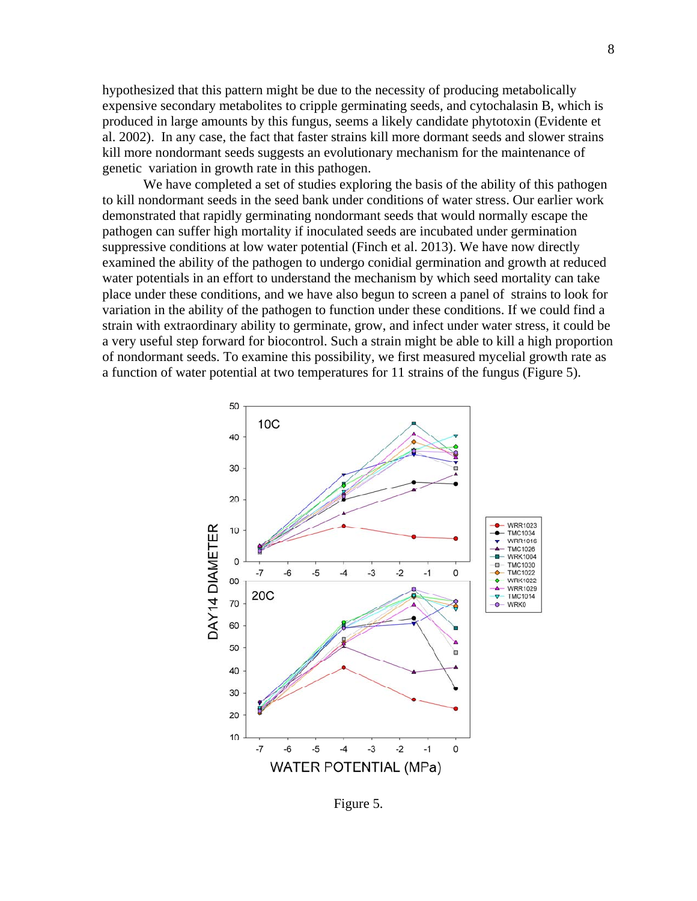hypothesized that this pattern might be due to the necessity of producing metabolically expensive secondary metabolites to cripple germinating seeds, and cytochalasin B, which is produced in large amounts by this fungus, seems a likely candidate phytotoxin (Evidente et al. 2002). In any case, the fact that faster strains kill more dormant seeds and slower strains kill more nondormant seeds suggests an evolutionary mechanism for the maintenance of genetic variation in growth rate in this pathogen.

We have completed a set of studies exploring the basis of the ability of this pathogen to kill nondormant seeds in the seed bank under conditions of water stress. Our earlier work demonstrated that rapidly germinating nondormant seeds that would normally escape the pathogen can suffer high mortality if inoculated seeds are incubated under germination suppressive conditions at low water potential (Finch et al. 2013). We have now directly examined the ability of the pathogen to undergo conidial germination and growth at reduced water potentials in an effort to understand the mechanism by which seed mortality can take place under these conditions, and we have also begun to screen a panel of strains to look for variation in the ability of the pathogen to function under these conditions. If we could find a strain with extraordinary ability to germinate, grow, and infect under water stress, it could be a very useful step forward for biocontrol. Such a strain might be able to kill a high proportion of nondormant seeds. To examine this possibility, we first measured mycelial growth rate as a function of water potential at two temperatures for 11 strains of the fungus (Figure 5).

10C

20C

DAY14 DIAMETER

WATER POTENTIAL (MPa)

WRR1023
TMC1034
WRR1016
TMC1026
WRK1004
TMC1030
TMC1022
WRK1022
WRR1029
TMC1014
WRK0

Figure 5.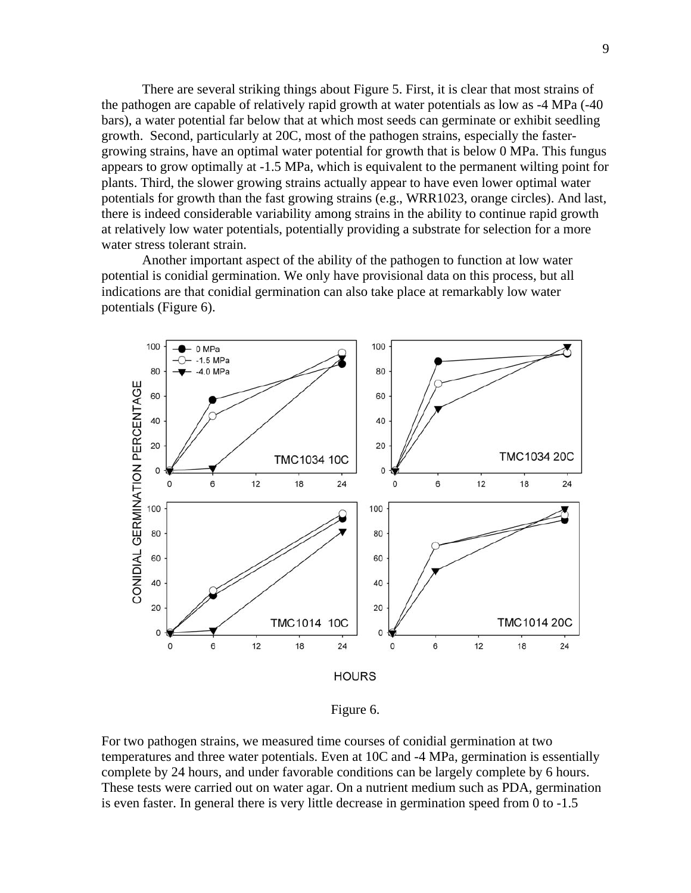There are several striking things about Figure 5. First, it is clear that most strains of the pathogen are capable of relatively rapid growth at water potentials as low as -4 MPa (-40 bars), a water potential far below that at which most seeds can germinate or exhibit seedling growth. Second, particularly at 20C, most of the pathogen strains, especially the faster-growing strains, have an optimal water potential for growth that is below 0 MPa. This fungus appears to grow optimally at -1.5 MPa, which is equivalent to the permanent wilting point for plants. Third, the slower growing strains actually appear to have even lower optimal water potentials for growth than the fast growing strains (e.g., WRR1023, orange circles). And last, there is indeed considerable variability among strains in the ability to continue rapid growth at relatively low water potentials, potentially providing a substrate for selection for a more water stress tolerant strain.

Another important aspect of the ability of the pathogen to function at low water potential is conidial germination. We only have provisional data on this process, but all indications are that conidial germination can also take place at remarkably low water potentials (Figure 6).

CONIDIAL GERMINATION PERCENTAGE

0 MPa
-1.5 MPa
-4.0 MPa

TMC1034 10C
TMC1034 20C
TMC1014 10C
TMC1014 20C

0 20 40 60 80 100

0 6 12 18 24

HOURS

Figure 6.

For two pathogen strains, we measured time courses of conidial germination at two temperatures and three water potentials. Even at 10C and -4 MPa, germination is essentially complete by 24 hours, and under favorable conditions can be largely complete by 6 hours. These tests were carried out on water agar. On a nutrient medium such as PDA, germination is even faster. In general there is very little decrease in germination speed from 0 to -1.5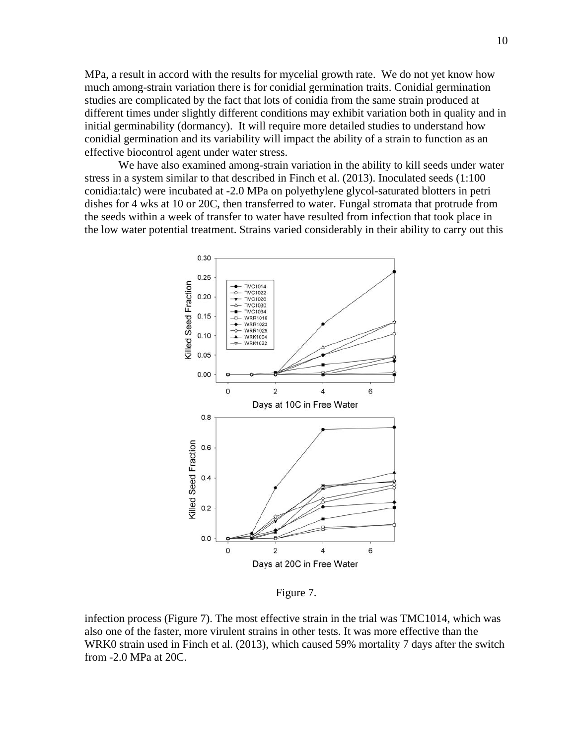MPa, a result in accord with the results for mycelial growth rate. We do not yet know how much among-strain variation there is for conidial germination traits. Conidial germination studies are complicated by the fact that lots of conidia from the same strain produced at different times under slightly different conditions may exhibit variation both in quality and in initial germinability (dormancy). It will require more detailed studies to understand how conidial germination and its variability will impact the ability of a strain to function as an effective biocontrol agent under water stress.

We have also examined among-strain variation in the ability to kill seeds under water stress in a system similar to that described in Finch et al. (2013). Inoculated seeds (1:100 conidia:talc) were incubated at -2.0 MPa on polyethylene glycol-saturated blotters in petri dishes for 4 wks at 10 or 20C, then transferred to water. Fungal stromata that protrude from the seeds within a week of transfer to water have resulted from infection that took place in the low water potential treatment. Strains varied considerably in their ability to carry out this

Killed Seed Fraction

TMC1014
TMC1022
TMC1026
TMC1030
TMC1034
WRR1016
WRR1023
WRR1029
WRK1004
WRK1022

0.00
0.05
0.10
0.15
0.20
0.25
0.30

0
2
4
6

Days at 10C in Free Water

Killed Seed Fraction

0.0
0.2
0.4
0.6
0.8

0
2
4
6

Days at 20C in Free Water

Figure 7.

infection process (Figure 7). The most effective strain in the trial was TMC1014, which was also one of the faster, more virulent strains in other tests. It was more effective than the WRK0 strain used in Finch et al. (2013), which caused 59% mortality 7 days after the switch from -2.0 MPa at 20C.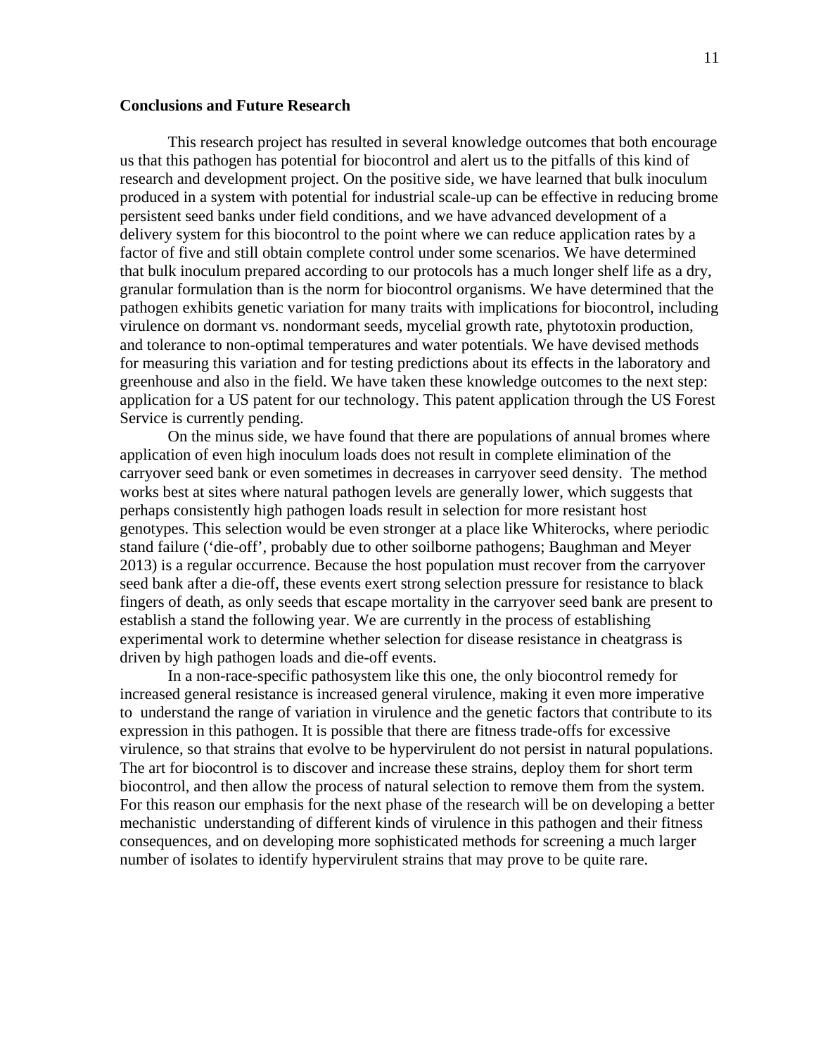**Conclusions and Future Research**

This research project has resulted in several knowledge outcomes that both encourage us that this pathogen has potential for biocontrol and alert us to the pitfalls of this kind of research and development project. On the positive side, we have learned that bulk inoculum produced in a system with potential for industrial scale-up can be effective in reducing brome persistent seed banks under field conditions, and we have advanced development of a delivery system for this biocontrol to the point where we can reduce application rates by a factor of five and still obtain complete control under some scenarios. We have determined that bulk inoculum prepared according to our protocols has a much longer shelf life as a dry, granular formulation than is the norm for biocontrol organisms. We have determined that the pathogen exhibits genetic variation for many traits with implications for biocontrol, including virulence on dormant vs. nondormant seeds, mycelial growth rate, phytotoxin production, and tolerance to non-optimal temperatures and water potentials. We have devised methods for measuring this variation and for testing predictions about its effects in the laboratory and greenhouse and also in the field. We have taken these knowledge outcomes to the next step: application for a US patent for our technology. This patent application through the US Forest Service is currently pending.

On the minus side, we have found that there are populations of annual bromes where application of even high inoculum loads does not result in complete elimination of the carryover seed bank or even sometimes in decreases in carryover seed density. The method works best at sites where natural pathogen levels are generally lower, which suggests that perhaps consistently high pathogen loads result in selection for more resistant host genotypes. This selection would be even stronger at a place like Whiterocks, where periodic stand failure ('die-off', probably due to other soilborne pathogens; Baughman and Meyer 2013) is a regular occurrence. Because the host population must recover from the carryover seed bank after a die-off, these events exert strong selection pressure for resistance to black fingers of death, as only seeds that escape mortality in the carryover seed bank are present to establish a stand the following year. We are currently in the process of establishing experimental work to determine whether selection for disease resistance in cheatgrass is driven by high pathogen loads and die-off events.

In a non-race-specific pathosystem like this one, the only biocontrol remedy for increased general resistance is increased general virulence, making it even more imperative to understand the range of variation in virulence and the genetic factors that contribute to its expression in this pathogen. It is possible that there are fitness trade-offs for excessive virulence, so that strains that evolve to be hypervirulent do not persist in natural populations. The art for biocontrol is to discover and increase these strains, deploy them for short term biocontrol, and then allow the process of natural selection to remove them from the system. For this reason our emphasis for the next phase of the research will be on developing a better mechanistic understanding of different kinds of virulence in this pathogen and their fitness consequences, and on developing more sophisticated methods for screening a much larger number of isolates to identify hypervirulent strains that may prove to be quite rare.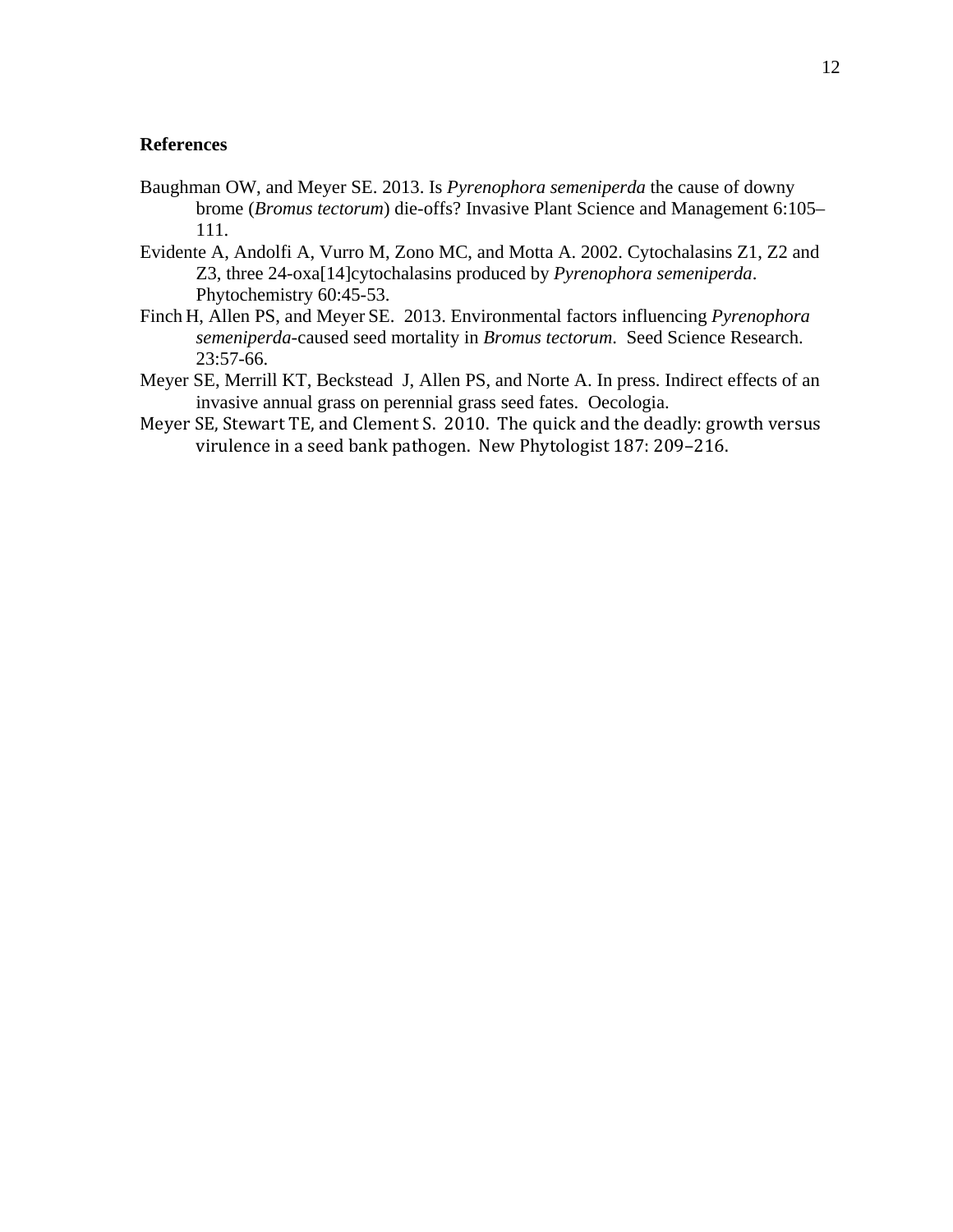**References**

Baughman OW, and Meyer SE. 2013. Is *Pyrenophora semeniperda* the cause of downy brome (*Bromus tectorum*) die-offs? Invasive Plant Science and Management 6:105–111.

Evidente A, Andolfi A, Vurro M, Zono MC, and Motta A. 2002. Cytochalasins Z1, Z2 and Z3, three 24-oxa[14]cytochalasins produced by *Pyrenophora semeniperda*. Phytochemistry 60:45-53.

Finch H, Allen PS, and Meyer SE. 2013. Environmental factors influencing *Pyrenophora semeniperda*-caused seed mortality in *Bromus tectorum*. Seed Science Research. 23:57-66.

Meyer SE, Merrill KT, Beckstead J, Allen PS, and Norte A. In press. Indirect effects of an invasive annual grass on perennial grass seed fates. Oecologia.

Meyer SE, Stewart TE, and Clement S. 2010. The quick and the deadly: growth versus virulence in a seed bank pathogen. New Phytologist 187: 209–216.